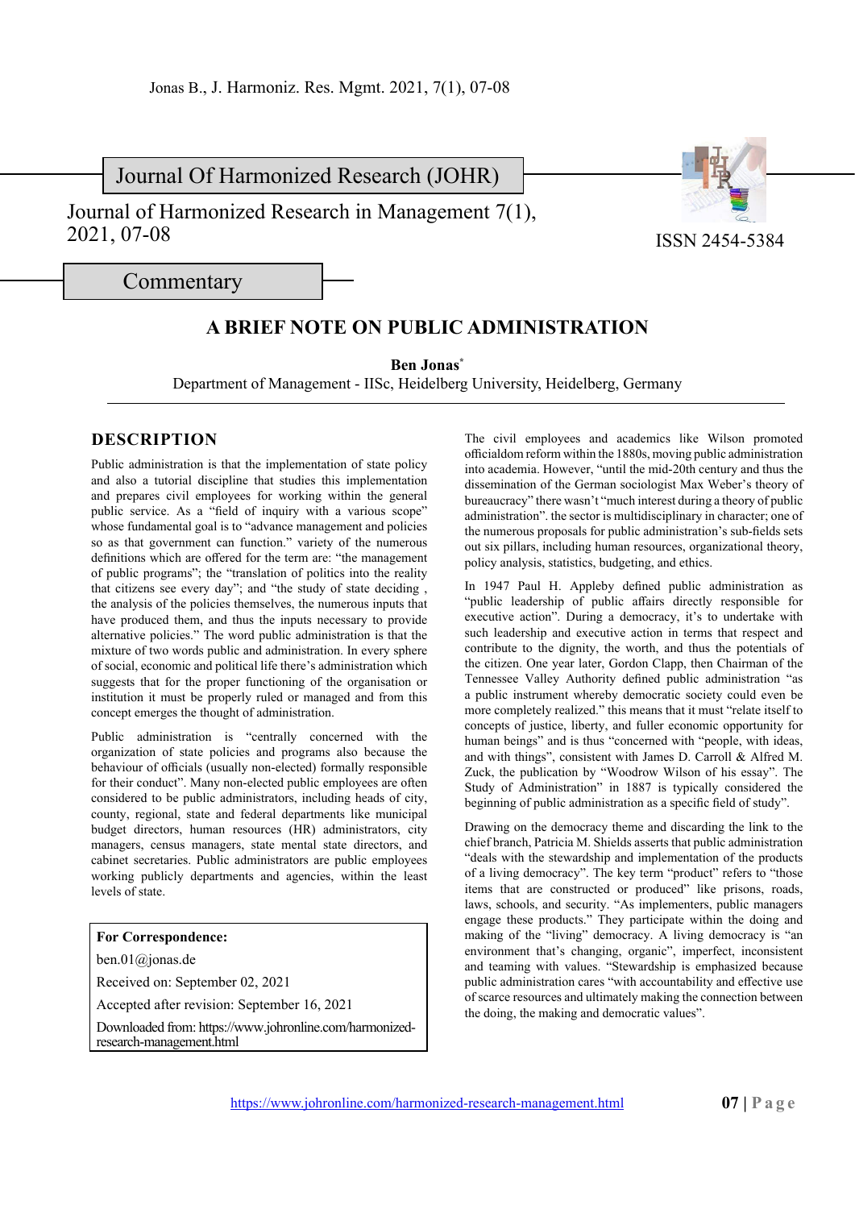Journal Of Harmonized Research (JOHR)

Journal of Harmonized Research in Management 7(1), 2021, 07-08

ISSN 2454-5384

Commentary

# A BRIEF NOTE ON PUBLIC ADMINISTRATION

**Ben Jonas***

Department of Management - IISc, Heidelberg University, Heidelberg, Germany

## DESCRIPTION

Public administration is that the implementation of state policy and also a tutorial discipline that studies this implementation and prepares civil employees for working within the general public service. As a "field of inquiry with a various scope" whose fundamental goal is to "advance management and policies so as that government can function." variety of the numerous definitions which are offered for the term are: "the management of public programs"; the "translation of politics into the reality that citizens see every day"; and "the study of state deciding , the analysis of the policies themselves, the numerous inputs that have produced them, and thus the inputs necessary to provide alternative policies." The word public administration is that the mixture of two words public and administration. In every sphere of social, economic and political life there's administration which suggests that for the proper functioning of the organisation or institution it must be properly ruled or managed and from this concept emerges the thought of administration.

Public administration is "centrally concerned with the organization of state policies and programs also because the behaviour of officials (usually non-elected) formally responsible for their conduct". Many non-elected public employees are often considered to be public administrators, including heads of city, county, regional, state and federal departments like municipal budget directors, human resources (HR) administrators, city managers, census managers, state mental state directors, and cabinet secretaries. Public administrators are public employees working publicly departments and agencies, within the least levels of state.

**For Correspondence:**

ben.01@jonas.de

Received on: September 02, 2021

Accepted after revision: September 16, 2021

Downloaded from: https://www.johronline.com/harmonized-research-management.html

The civil employees and academics like Wilson promoted officialdom reform within the 1880s, moving public administration into academia. However, "until the mid-20th century and thus the dissemination of the German sociologist Max Weber's theory of bureaucracy" there wasn't "much interest during a theory of public administration". the sector is multidisciplinary in character; one of the numerous proposals for public administration's sub-fields sets out six pillars, including human resources, organizational theory, policy analysis, statistics, budgeting, and ethics.

In 1947 Paul H. Appleby defined public administration as "public leadership of public affairs directly responsible for executive action". During a democracy, it's to undertake with such leadership and executive action in terms that respect and contribute to the dignity, the worth, and thus the potentials of the citizen. One year later, Gordon Clapp, then Chairman of the Tennessee Valley Authority defined public administration "as a public instrument whereby democratic society could even be more completely realized." this means that it must "relate itself to concepts of justice, liberty, and fuller economic opportunity for human beings" and is thus "concerned with "people, with ideas, and with things", consistent with James D. Carroll & Alfred M. Zuck, the publication by "Woodrow Wilson of his essay". The Study of Administration" in 1887 is typically considered the beginning of public administration as a specific field of study".

Drawing on the democracy theme and discarding the link to the chief branch, Patricia M. Shields asserts that public administration "deals with the stewardship and implementation of the products of a living democracy". The key term "product" refers to "those items that are constructed or produced" like prisons, roads, laws, schools, and security. "As implementers, public managers engage these products." They participate within the doing and making of the "living" democracy. A living democracy is "an environment that's changing, organic", imperfect, inconsistent and teaming with values. "Stewardship is emphasized because public administration cares "with accountability and effective use of scarce resources and ultimately making the connection between the doing, the making and democratic values".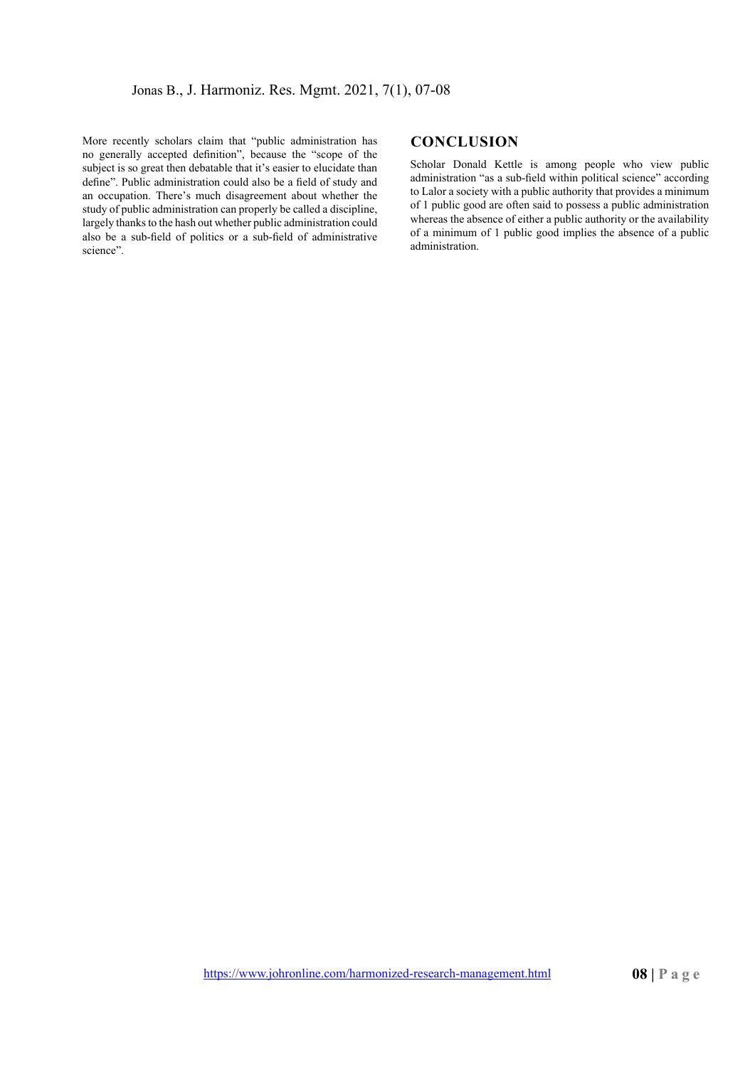More recently scholars claim that "public administration has no generally accepted definition", because the "scope of the subject is so great then debatable that it's easier to elucidate than define". Public administration could also be a field of study and an occupation. There's much disagreement about whether the study of public administration can properly be called a discipline, largely thanks to the hash out whether public administration could also be a sub-field of politics or a sub-field of administrative science".

## CONCLUSION

Scholar Donald Kettle is among people who view public administration "as a sub-field within political science" according to Lalor a society with a public authority that provides a minimum of 1 public good are often said to possess a public administration whereas the absence of either a public authority or the availability of a minimum of 1 public good implies the absence of a public administration.